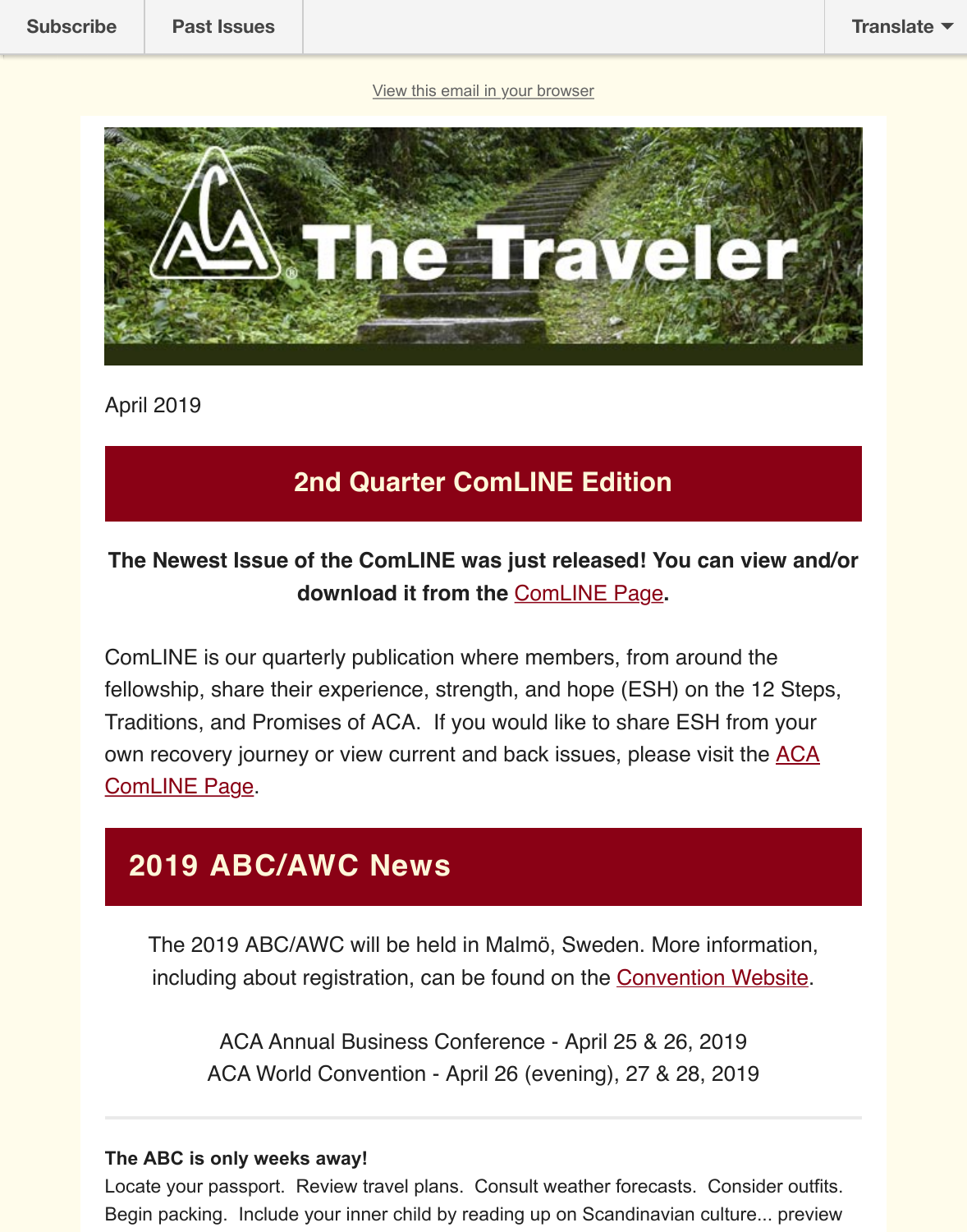Subscribe | Past Issues | Translate

View this email in your browser

# The Traveler

April 2019

## 2nd Quarter ComLINE Edition

**The Newest Issue of the ComLINE was just released! You can view and/or download it from the ComLINE Page.**

ComLINE is our quarterly publication where members, from around the fellowship, share their experience, strength, and hope (ESH) on the 12 Steps, Traditions, and Promises of ACA. If you would like to share ESH from your own recovery journey or view current and back issues, please visit the ACA ComLINE Page.

## 2019 ABC/AWC News

The 2019 ABC/AWC will be held in Malmö, Sweden. More information, including about registration, can be found on the Convention Website.

ACA Annual Business Conference - April 25 & 26, 2019
ACA World Convention - April 26 (evening), 27 & 28, 2019

---

**The ABC is only weeks away!**
Locate your passport. Review travel plans. Consult weather forecasts. Consider outfits. Begin packing. Include your inner child by reading up on Scandinavian culture... preview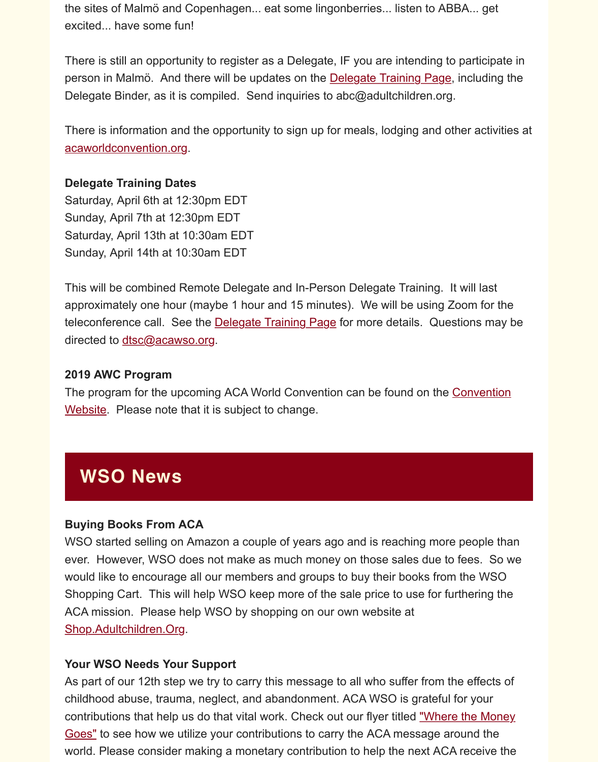the sites of Malmö and Copenhagen... eat some lingonberries... listen to ABBA... get excited... have some fun!

There is still an opportunity to register as a Delegate, IF you are intending to participate in person in Malmö. And there will be updates on the Delegate Training Page, including the Delegate Binder, as it is compiled. Send inquiries to abc@adultchildren.org.

There is information and the opportunity to sign up for meals, lodging and other activities at acaworldconvention.org.

**Delegate Training Dates**
Saturday, April 6th at 12:30pm EDT
Sunday, April 7th at 12:30pm EDT
Saturday, April 13th at 10:30am EDT
Sunday, April 14th at 10:30am EDT

This will be combined Remote Delegate and In-Person Delegate Training. It will last approximately one hour (maybe 1 hour and 15 minutes). We will be using Zoom for the teleconference call. See the Delegate Training Page for more details. Questions may be directed to dtsc@acawso.org.

**2019 AWC Program**
The program for the upcoming ACA World Convention can be found on the Convention Website. Please note that it is subject to change.

## WSO News

**Buying Books From ACA**
WSO started selling on Amazon a couple of years ago and is reaching more people than ever. However, WSO does not make as much money on those sales due to fees. So we would like to encourage all our members and groups to buy their books from the WSO Shopping Cart. This will help WSO keep more of the sale price to use for furthering the ACA mission. Please help WSO by shopping on our own website at Shop.Adultchildren.Org.

**Your WSO Needs Your Support**
As part of our 12th step we try to carry this message to all who suffer from the effects of childhood abuse, trauma, neglect, and abandonment. ACA WSO is grateful for your contributions that help us do that vital work. Check out our flyer titled "Where the Money Goes" to see how we utilize your contributions to carry the ACA message around the world. Please consider making a monetary contribution to help the next ACA receive the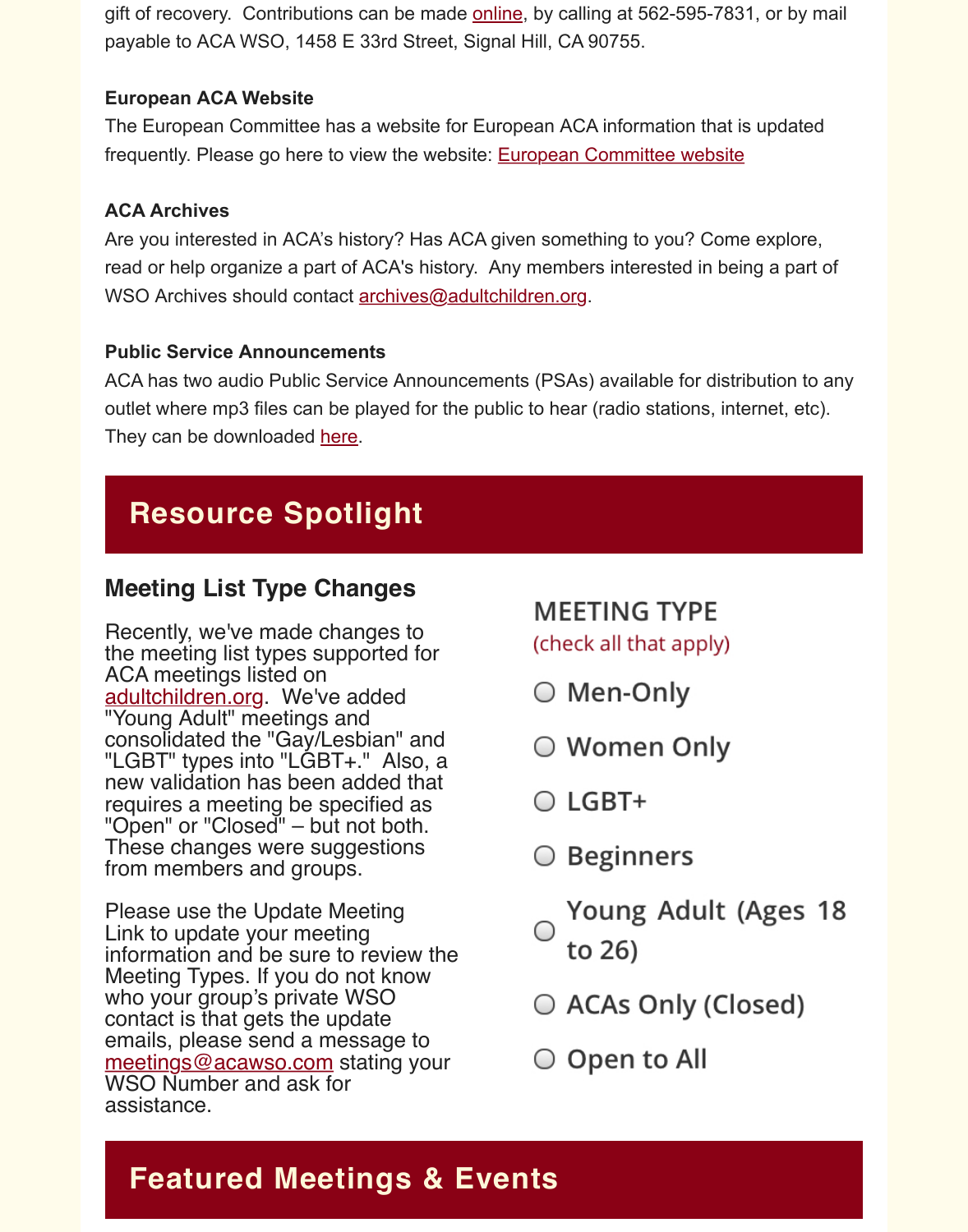gift of recovery. Contributions can be made online, by calling at 562-595-7831, or by mail payable to ACA WSO, 1458 E 33rd Street, Signal Hill, CA 90755.

**European ACA Website**

The European Committee has a website for European ACA information that is updated frequently. Please go here to view the website: European Committee website

**ACA Archives**

Are you interested in ACA's history? Has ACA given something to you? Come explore, read or help organize a part of ACA's history. Any members interested in being a part of WSO Archives should contact archives@adultchildren.org.

**Public Service Announcements**

ACA has two audio Public Service Announcements (PSAs) available for distribution to any outlet where mp3 files can be played for the public to hear (radio stations, internet, etc). They can be downloaded here.

## Resource Spotlight

### Meeting List Type Changes

Recently, we've made changes to the meeting list types supported for ACA meetings listed on adultchildren.org. We've added "Young Adult" meetings and consolidated the "Gay/Lesbian" and "LGBT" types into "LGBT+." Also, a new validation has been added that requires a meeting be specified as "Open" or "Closed" – but not both. These changes were suggestions from members and groups.

Please use the Update Meeting Link to update your meeting information and be sure to review the Meeting Types. If you do not know who your group's private WSO contact is that gets the update emails, please send a message to meetings@acawso.com stating your WSO Number and ask for assistance.

MEETING TYPE
(check all that apply)

- Men-Only
- Women Only
- LGBT+
- Beginners
- Young Adult (Ages 18 to 26)
- ACAs Only (Closed)
- Open to All

## Featured Meetings & Events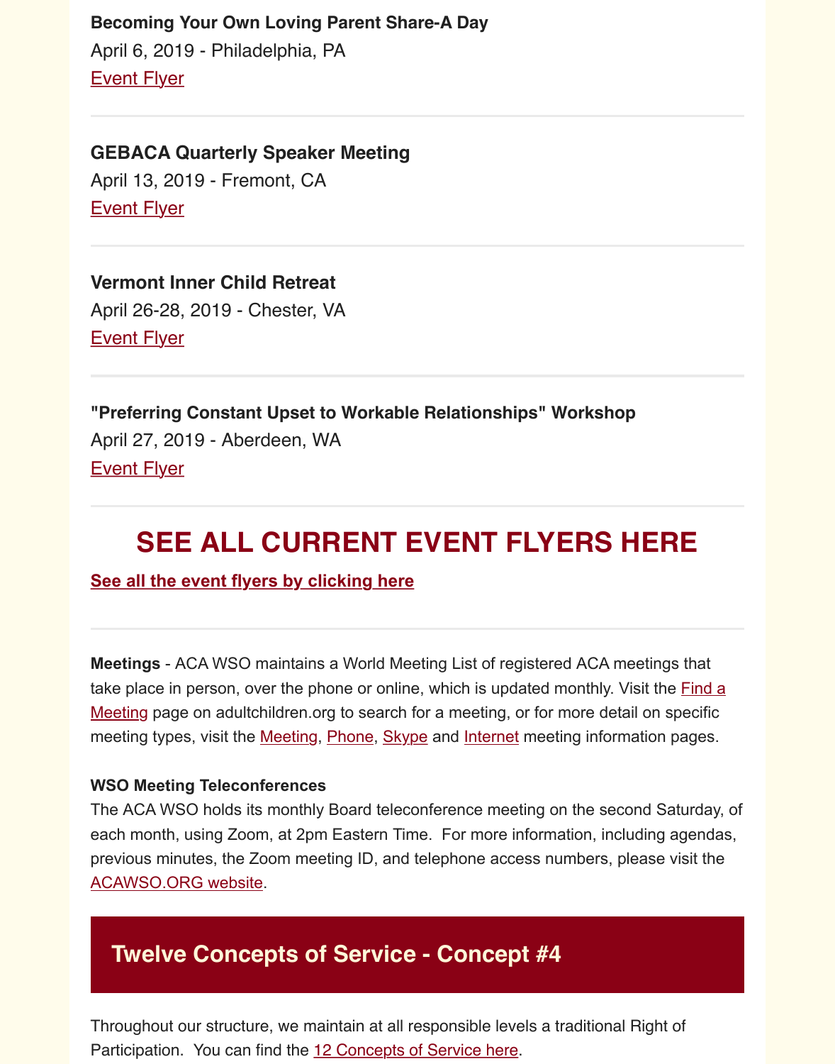**Becoming Your Own Loving Parent Share-A Day**

April 6, 2019 - Philadelphia, PA

Event Flyer

---

**GEBACA Quarterly Speaker Meeting**

April 13, 2019 - Fremont, CA

Event Flyer

---

**Vermont Inner Child Retreat**

April 26-28, 2019 - Chester, VA

Event Flyer

---

**"Preferring Constant Upset to Workable Relationships" Workshop**

April 27, 2019 - Aberdeen, WA

Event Flyer

---

## SEE ALL CURRENT EVENT FLYERS HERE

**See all the event flyers by clicking here**

---

**Meetings** - ACA WSO maintains a World Meeting List of registered ACA meetings that take place in person, over the phone or online, which is updated monthly. Visit the Find a Meeting page on adultchildren.org to search for a meeting, or for more detail on specific meeting types, visit the Meeting, Phone, Skype and Internet meeting information pages.

**WSO Meeting Teleconferences**

The ACA WSO holds its monthly Board teleconference meeting on the second Saturday, of each month, using Zoom, at 2pm Eastern Time. For more information, including agendas, previous minutes, the Zoom meeting ID, and telephone access numbers, please visit the ACAWSO.ORG website.

## Twelve Concepts of Service - Concept #4

Throughout our structure, we maintain at all responsible levels a traditional Right of Participation. You can find the 12 Concepts of Service here.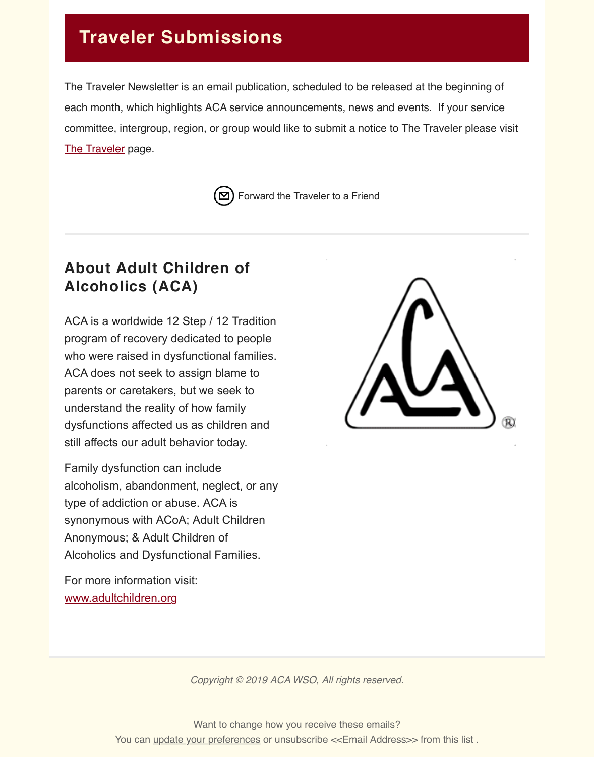# Traveler Submissions

The Traveler Newsletter is an email publication, scheduled to be released at the beginning of each month, which highlights ACA service announcements, news and events. If your service committee, intergroup, region, or group would like to submit a notice to The Traveler please visit The Traveler page.

Forward the Traveler to a Friend

## About Adult Children of Alcoholics (ACA)

ACA is a worldwide 12 Step / 12 Tradition program of recovery dedicated to people who were raised in dysfunctional families. ACA does not seek to assign blame to parents or caretakers, but we seek to understand the reality of how family dysfunctions affected us as children and still affects our adult behavior today.

Family dysfunction can include alcoholism, abandonment, neglect, or any type of addiction or abuse. ACA is synonymous with ACoA; Adult Children Anonymous; & Adult Children of Alcoholics and Dysfunctional Families.

For more information visit:
www.adultchildren.org

*Copyright © 2019 ACA WSO, All rights reserved.*

Want to change how you receive these emails?
You can update your preferences or unsubscribe <<Email Address>> from this list .